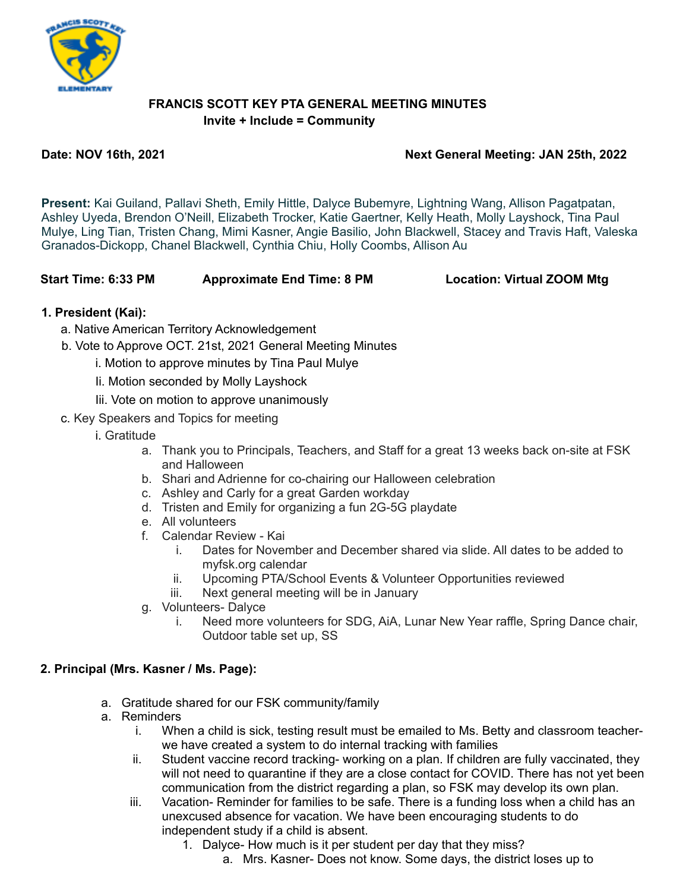**FRANCIS SCOTT KEY PTA GENERAL MEETING MINUTES**
**Invite + Include = Community**

**Date: NOV 16th, 2021** **Next General Meeting: JAN 25th, 2022**

**Present:** Kai Guiland, Pallavi Sheth, Emily Hittle, Dalyce Bubemyre, Lightning Wang, Allison Pagatpatan, Ashley Uyeda, Brendon O'Neill, Elizabeth Trocker, Katie Gaertner, Kelly Heath, Molly Layshock, Tina Paul Mulye, Ling Tian, Tristen Chang, Mimi Kasner, Angie Basilio, John Blackwell, Stacey and Travis Haft, Valeska Granados-Dickopp, Chanel Blackwell, Cynthia Chiu, Holly Coombs, Allison Au

**Start Time: 6:33 PM** **Approximate End Time: 8 PM** **Location: Virtual ZOOM Mtg**

**1. President (Kai):**

a. Native American Territory Acknowledgement
b. Vote to Approve OCT. 21st, 2021 General Meeting Minutes
   i. Motion to approve minutes by Tina Paul Mulye
   Ii. Motion seconded by Molly Layshock
   Iii. Vote on motion to approve unanimously
c. Key Speakers and Topics for meeting
   i. Gratitude
      a. Thank you to Principals, Teachers, and Staff for a great 13 weeks back on-site at FSK and Halloween
      b. Shari and Adrienne for co-chairing our Halloween celebration
      c. Ashley and Carly for a great Garden workday
      d. Tristen and Emily for organizing a fun 2G-5G playdate
      e. All volunteers
      f. Calendar Review - Kai
         i. Dates for November and December shared via slide. All dates to be added to myfsk.org calendar
         ii. Upcoming PTA/School Events & Volunteer Opportunities reviewed
         iii. Next general meeting will be in January
      g. Volunteers- Dalyce
         i. Need more volunteers for SDG, AiA, Lunar New Year raffle, Spring Dance chair, Outdoor table set up, SS

**2. Principal (Mrs. Kasner / Ms. Page):**

a. Gratitude shared for our FSK community/family
a. Reminders
   i. When a child is sick, testing result must be emailed to Ms. Betty and classroom teacher- we have created a system to do internal tracking with families
   ii. Student vaccine record tracking- working on a plan. If children are fully vaccinated, they will not need to quarantine if they are a close contact for COVID. There has not yet been communication from the district regarding a plan, so FSK may develop its own plan.
   iii. Vacation- Reminder for families to be safe. There is a funding loss when a child has an unexcused absence for vacation. We have been encouraging students to do independent study if a child is absent.
      1. Dalyce- How much is it per student per day that they miss?
         a. Mrs. Kasner- Does not know. Some days, the district loses up to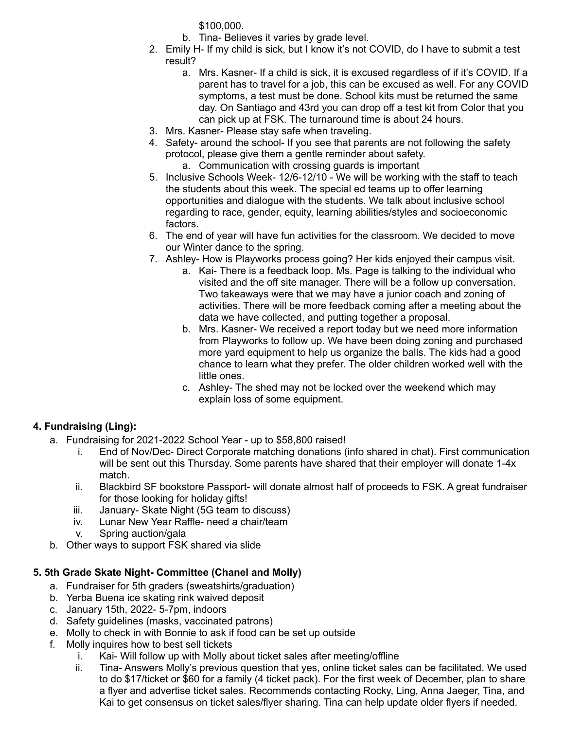$100,000.

    b. Tina- Believes it varies by grade level.

2. Emily H- If my child is sick, but I know it's not COVID, do I have to submit a test result?
    a. Mrs. Kasner- If a child is sick, it is excused regardless of if it's COVID. If a parent has to travel for a job, this can be excused as well. For any COVID symptoms, a test must be done. School kits must be returned the same day. On Santiago and 43rd you can drop off a test kit from Color that you can pick up at FSK. The turnaround time is about 24 hours.
3. Mrs. Kasner- Please stay safe when traveling.
4. Safety- around the school- If you see that parents are not following the safety protocol, please give them a gentle reminder about safety.
    a. Communication with crossing guards is important
5. Inclusive Schools Week- 12/6-12/10 - We will be working with the staff to teach the students about this week. The special ed teams up to offer learning opportunities and dialogue with the students. We talk about inclusive school regarding to race, gender, equity, learning abilities/styles and socioeconomic factors.
6. The end of year will have fun activities for the classroom. We decided to move our Winter dance to the spring.
7. Ashley- How is Playworks process going? Her kids enjoyed their campus visit.
    a. Kai- There is a feedback loop. Ms. Page is talking to the individual who visited and the off site manager. There will be a follow up conversation. Two takeaways were that we may have a junior coach and zoning of activities. There will be more feedback coming after a meeting about the data we have collected, and putting together a proposal.
    b. Mrs. Kasner- We received a report today but we need more information from Playworks to follow up. We have been doing zoning and purchased more yard equipment to help us organize the balls. The kids had a good chance to learn what they prefer. The older children worked well with the little ones.
    c. Ashley- The shed may not be locked over the weekend which may explain loss of some equipment.

**4. Fundraising (Ling):**

a. Fundraising for 2021-2022 School Year - up to $58,800 raised!
    i. End of Nov/Dec- Direct Corporate matching donations (info shared in chat). First communication will be sent out this Thursday. Some parents have shared that their employer will donate 1-4x match.
    ii. Blackbird SF bookstore Passport- will donate almost half of proceeds to FSK. A great fundraiser for those looking for holiday gifts!
    iii. January- Skate Night (5G team to discuss)
    iv. Lunar New Year Raffle- need a chair/team
    v. Spring auction/gala
b. Other ways to support FSK shared via slide

**5. 5th Grade Skate Night- Committee (Chanel and Molly)**

a. Fundraiser for 5th graders (sweatshirts/graduation)
b. Yerba Buena ice skating rink waived deposit
c. January 15th, 2022- 5-7pm, indoors
d. Safety guidelines (masks, vaccinated patrons)
e. Molly to check in with Bonnie to ask if food can be set up outside
f. Molly inquires how to best sell tickets
    i. Kai- Will follow up with Molly about ticket sales after meeting/offline
    ii. Tina- Answers Molly's previous question that yes, online ticket sales can be facilitated. We used to do $17/ticket or $60 for a family (4 ticket pack). For the first week of December, plan to share a flyer and advertise ticket sales. Recommends contacting Rocky, Ling, Anna Jaeger, Tina, and Kai to get consensus on ticket sales/flyer sharing. Tina can help update older flyers if needed.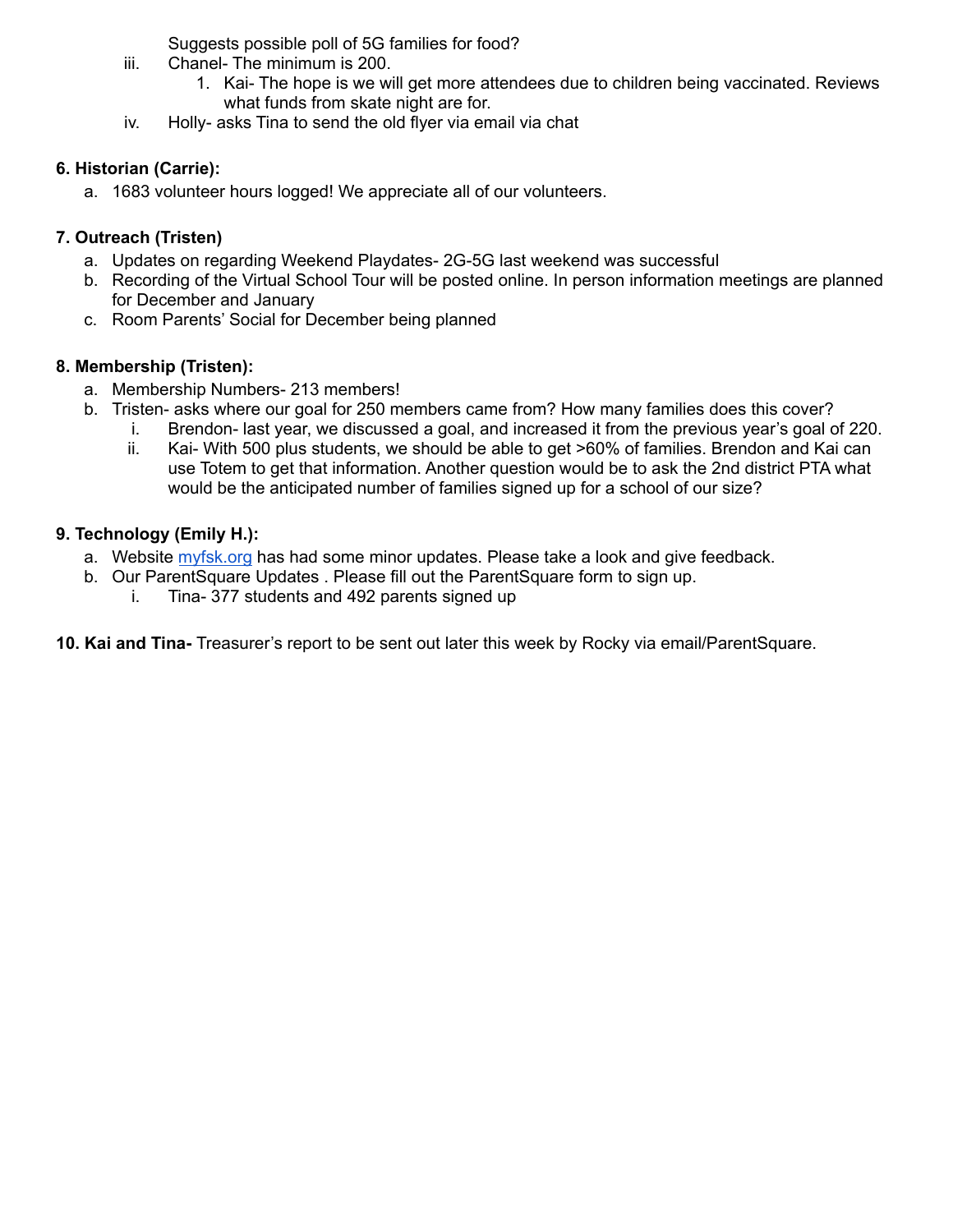Suggests possible poll of 5G families for food?

iii. Chanel- The minimum is 200.
   1. Kai- The hope is we will get more attendees due to children being vaccinated. Reviews what funds from skate night are for.

iv. Holly- asks Tina to send the old flyer via email via chat

**6. Historian (Carrie):**

a. 1683 volunteer hours logged! We appreciate all of our volunteers.

**7. Outreach (Tristen)**

a. Updates on regarding Weekend Playdates- 2G-5G last weekend was successful
b. Recording of the Virtual School Tour will be posted online. In person information meetings are planned for December and January
c. Room Parents' Social for December being planned

**8. Membership (Tristen):**

a. Membership Numbers- 213 members!
b. Tristen- asks where our goal for 250 members came from? How many families does this cover?
   i. Brendon- last year, we discussed a goal, and increased it from the previous year's goal of 220.
   ii. Kai- With 500 plus students, we should be able to get >60% of families. Brendon and Kai can use Totem to get that information. Another question would be to ask the 2nd district PTA what would be the anticipated number of families signed up for a school of our size?

**9. Technology (Emily H.):**

a. Website myfsk.org has had some minor updates. Please take a look and give feedback.
b. Our ParentSquare Updates . Please fill out the ParentSquare form to sign up.
   i. Tina- 377 students and 492 parents signed up

**10. Kai and Tina-** Treasurer's report to be sent out later this week by Rocky via email/ParentSquare.